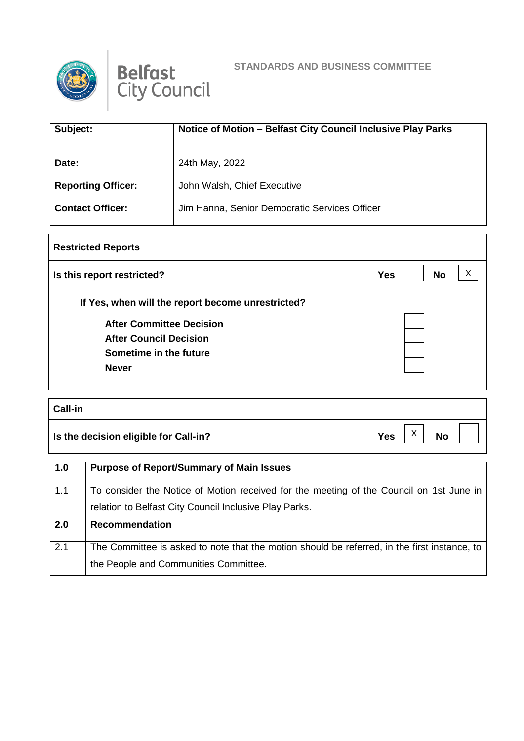Belfast City Council

**STANDARDS AND BUSINESS COMMITTEE**

| **Subject:** | **Notice of Motion – Belfast City Council Inclusive Play Parks** |
|---|---|
| **Date:** | 24th May, 2022 |
| **Reporting Officer:** | John Walsh, Chief Executive |
| **Contact Officer:** | Jim Hanna, Senior Democratic Services Officer |

| **Restricted Reports** | | | | |
|---|---|---|---|---|
| **Is this report restricted?** | **Yes** | | **No** | X |
| **If Yes, when will the report become unrestricted?** | | | | |
| **After Committee Decision** | | | | |
| **After Council Decision** | | | | |
| **Sometime in the future** | | | | |
| **Never** | | | | |

| **Call-in** | | | | |
|---|---|---|---|---|
| **Is the decision eligible for Call-in?** | **Yes** | X | **No** | |

| **1.0** | **Purpose of Report/Summary of Main Issues** |
|---|---|
| 1.1 | To consider the Notice of Motion received for the meeting of the Council on 1st June in relation to Belfast City Council Inclusive Play Parks. |
| **2.0** | **Recommendation** |
| 2.1 | The Committee is asked to note that the motion should be referred, in the first instance, to the People and Communities Committee. |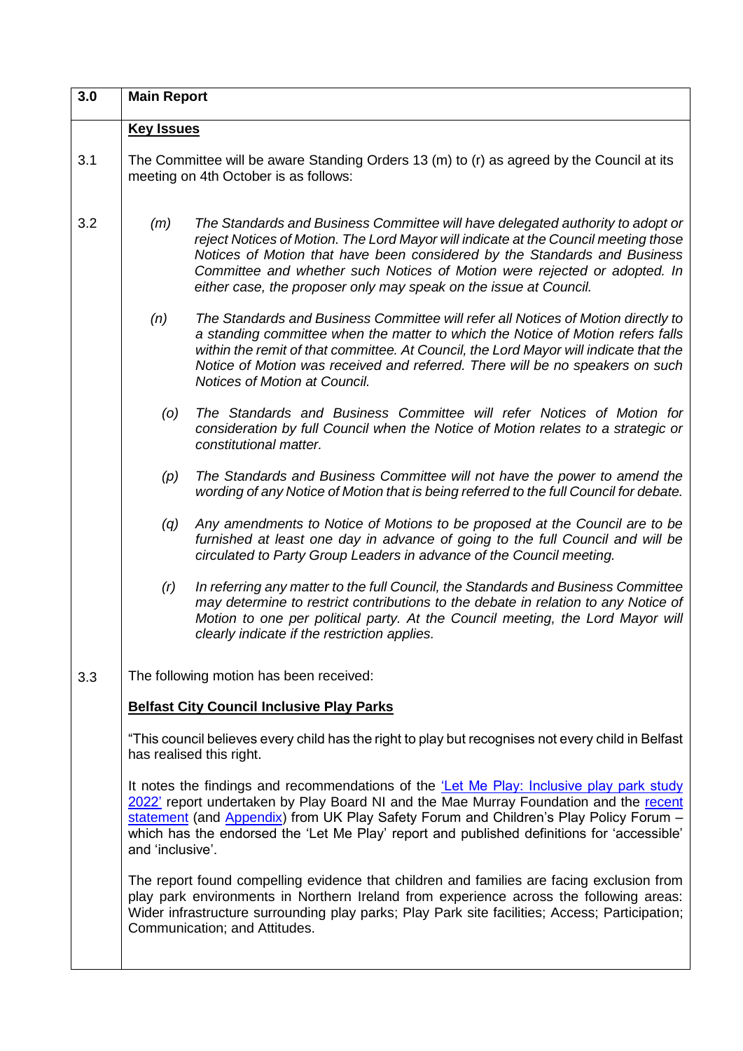| 3.0 | **Main Report** |
|---|---|

**Key Issues**

3.1 The Committee will be aware Standing Orders 13 (m) to (r) as agreed by the Council at its meeting on 4th October is as follows:

3.2

*(m) The Standards and Business Committee will have delegated authority to adopt or reject Notices of Motion. The Lord Mayor will indicate at the Council meeting those Notices of Motion that have been considered by the Standards and Business Committee and whether such Notices of Motion were rejected or adopted. In either case, the proposer only may speak on the issue at Council.*

*(n) The Standards and Business Committee will refer all Notices of Motion directly to a standing committee when the matter to which the Notice of Motion refers falls within the remit of that committee. At Council, the Lord Mayor will indicate that the Notice of Motion was received and referred. There will be no speakers on such Notices of Motion at Council.*

*(o) The Standards and Business Committee will refer Notices of Motion for consideration by full Council when the Notice of Motion relates to a strategic or constitutional matter.*

*(p) The Standards and Business Committee will not have the power to amend the wording of any Notice of Motion that is being referred to the full Council for debate.*

*(q) Any amendments to Notice of Motions to be proposed at the Council are to be furnished at least one day in advance of going to the full Council and will be circulated to Party Group Leaders in advance of the Council meeting.*

*(r) In referring any matter to the full Council, the Standards and Business Committee may determine to restrict contributions to the debate in relation to any Notice of Motion to one per political party. At the Council meeting, the Lord Mayor will clearly indicate if the restriction applies.*

3.3 The following motion has been received:

**Belfast City Council Inclusive Play Parks**

"This council believes every child has the right to play but recognises not every child in Belfast has realised this right.

It notes the findings and recommendations of the 'Let Me Play: Inclusive play park study 2022' report undertaken by Play Board NI and the Mae Murray Foundation and the recent statement (and Appendix) from UK Play Safety Forum and Children's Play Policy Forum – which has the endorsed the 'Let Me Play' report and published definitions for 'accessible' and 'inclusive'.

The report found compelling evidence that children and families are facing exclusion from play park environments in Northern Ireland from experience across the following areas: Wider infrastructure surrounding play parks; Play Park site facilities; Access; Participation; Communication; and Attitudes.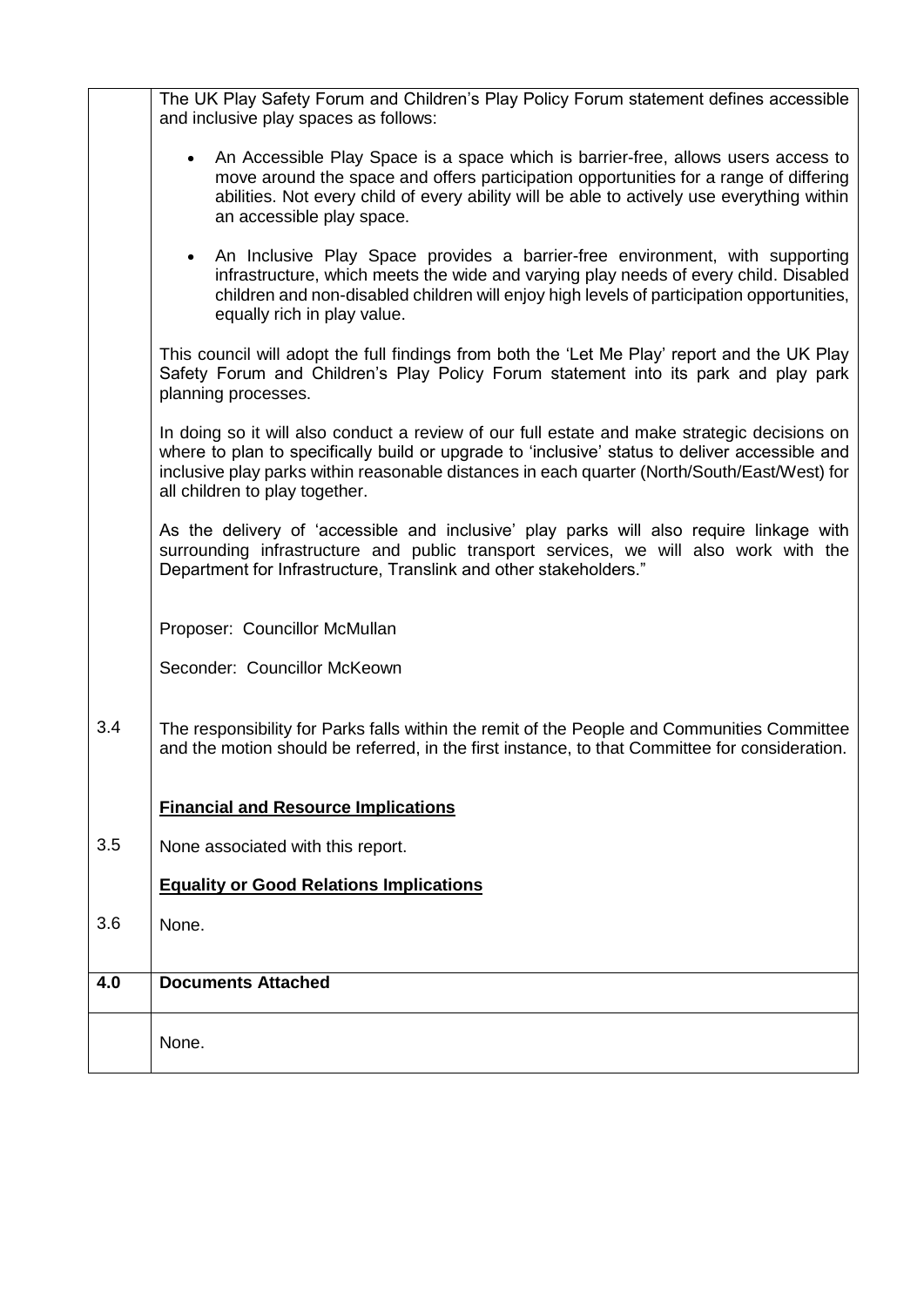The UK Play Safety Forum and Children's Play Policy Forum statement defines accessible and inclusive play spaces as follows:

- An Accessible Play Space is a space which is barrier-free, allows users access to move around the space and offers participation opportunities for a range of differing abilities. Not every child of every ability will be able to actively use everything within an accessible play space.

- An Inclusive Play Space provides a barrier-free environment, with supporting infrastructure, which meets the wide and varying play needs of every child. Disabled children and non-disabled children will enjoy high levels of participation opportunities, equally rich in play value.

This council will adopt the full findings from both the 'Let Me Play' report and the UK Play Safety Forum and Children's Play Policy Forum statement into its park and play park planning processes.

In doing so it will also conduct a review of our full estate and make strategic decisions on where to plan to specifically build or upgrade to 'inclusive' status to deliver accessible and inclusive play parks within reasonable distances in each quarter (North/South/East/West) for all children to play together.

As the delivery of 'accessible and inclusive' play parks will also require linkage with surrounding infrastructure and public transport services, we will also work with the Department for Infrastructure, Translink and other stakeholders."

Proposer: Councillor McMullan

Seconder: Councillor McKeown

3.4 The responsibility for Parks falls within the remit of the People and Communities Committee and the motion should be referred, in the first instance, to that Committee for consideration.

**Financial and Resource Implications**

3.5 None associated with this report.

**Equality or Good Relations Implications**

3.6 None.

## 4.0 Documents Attached

None.